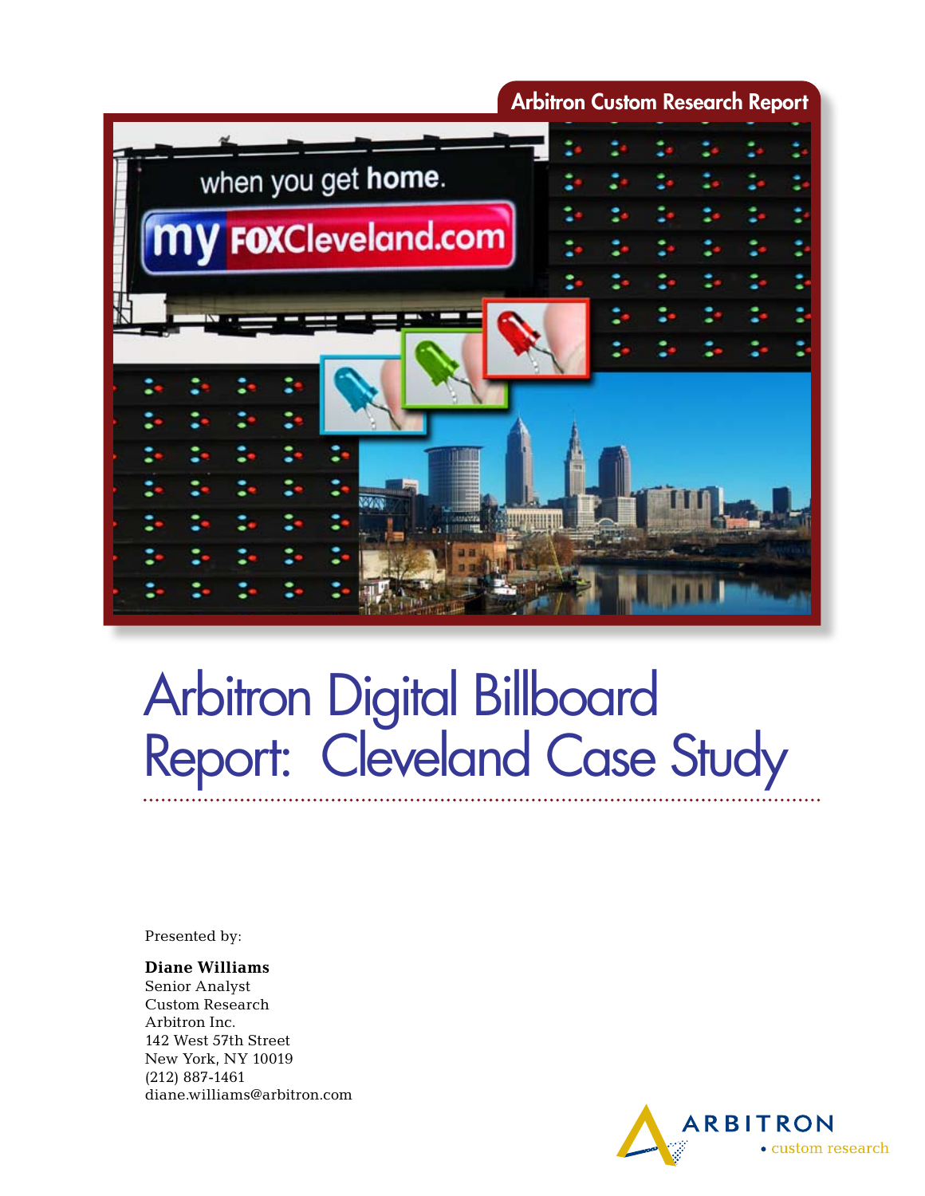Arbitron Custom Research Report

# Arbitron Digital Billboard Report: Cleveland Case Study

Presented by:

**Diane Williams**
Senior Analyst
Custom Research
Arbitron Inc.
142 West 57th Street
New York, NY 10019
(212) 887-1461
diane.williams@arbitron.com

ARBITRON
• custom research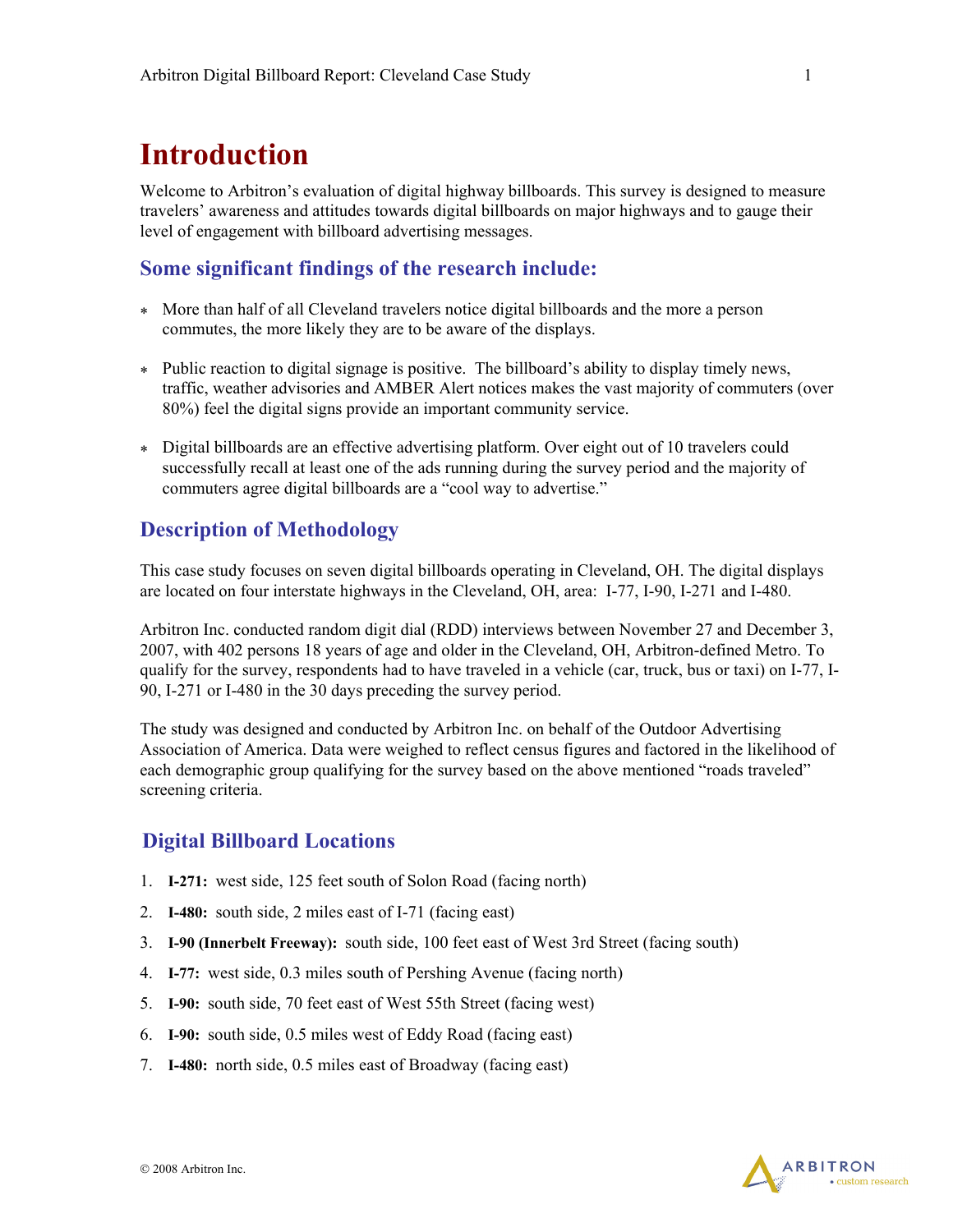# Introduction

Welcome to Arbitron's evaluation of digital highway billboards. This survey is designed to measure travelers' awareness and attitudes towards digital billboards on major highways and to gauge their level of engagement with billboard advertising messages.

## Some significant findings of the research include:

* More than half of all Cleveland travelers notice digital billboards and the more a person commutes, the more likely they are to be aware of the displays.
* Public reaction to digital signage is positive. The billboard's ability to display timely news, traffic, weather advisories and AMBER Alert notices makes the vast majority of commuters (over 80%) feel the digital signs provide an important community service.
* Digital billboards are an effective advertising platform. Over eight out of 10 travelers could successfully recall at least one of the ads running during the survey period and the majority of commuters agree digital billboards are a "cool way to advertise."

## Description of Methodology

This case study focuses on seven digital billboards operating in Cleveland, OH. The digital displays are located on four interstate highways in the Cleveland, OH, area: I-77, I-90, I-271 and I-480.

Arbitron Inc. conducted random digit dial (RDD) interviews between November 27 and December 3, 2007, with 402 persons 18 years of age and older in the Cleveland, OH, Arbitron-defined Metro. To qualify for the survey, respondents had to have traveled in a vehicle (car, truck, bus or taxi) on I-77, I-90, I-271 or I-480 in the 30 days preceding the survey period.

The study was designed and conducted by Arbitron Inc. on behalf of the Outdoor Advertising Association of America. Data were weighed to reflect census figures and factored in the likelihood of each demographic group qualifying for the survey based on the above mentioned "roads traveled" screening criteria.

## Digital Billboard Locations

1. **I-271:** west side, 125 feet south of Solon Road (facing north)
2. **I-480:** south side, 2 miles east of I-71 (facing east)
3. **I-90 (Innerbelt Freeway):** south side, 100 feet east of West 3rd Street (facing south)
4. **I-77:** west side, 0.3 miles south of Pershing Avenue (facing north)
5. **I-90:** south side, 70 feet east of West 55th Street (facing west)
6. **I-90:** south side, 0.5 miles west of Eddy Road (facing east)
7. **I-480:** north side, 0.5 miles east of Broadway (facing east)

© 2008 Arbitron Inc.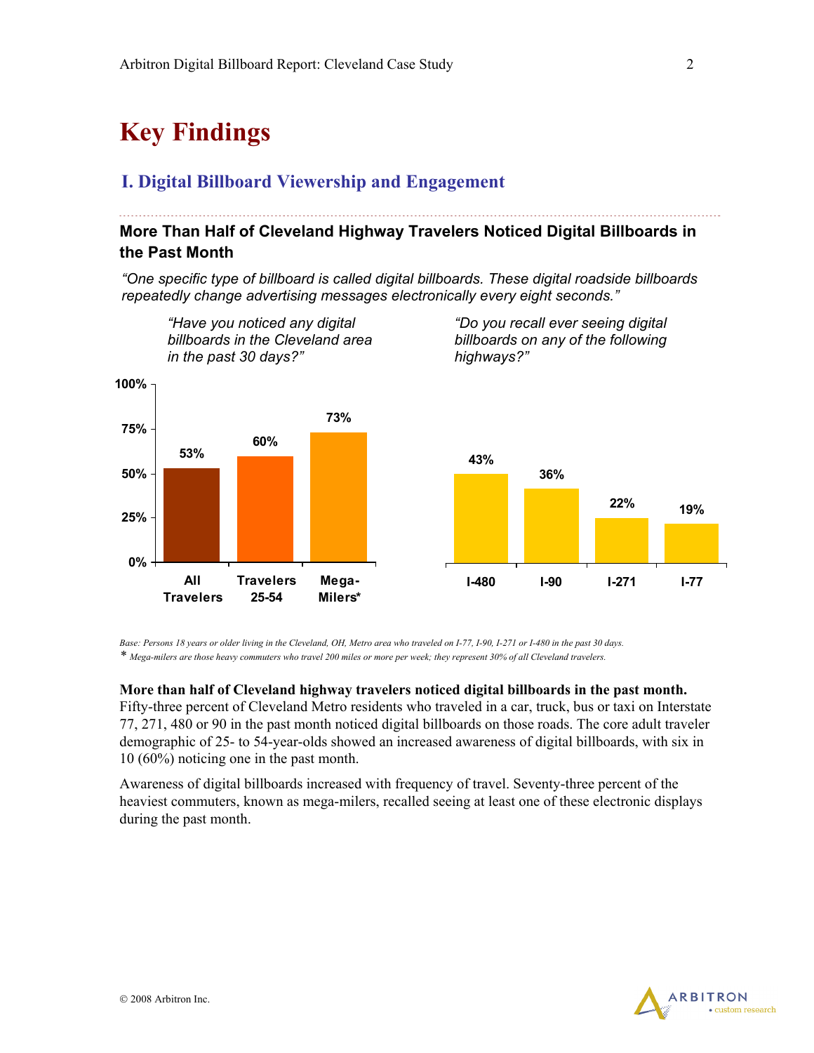# Key Findings

## I. Digital Billboard Viewership and Engagement

### More Than Half of Cleveland Highway Travelers Noticed Digital Billboards in the Past Month

*"One specific type of billboard is called digital billboards. These digital roadside billboards repeatedly change advertising messages electronically every eight seconds."*

*"Have you noticed any digital billboards in the Cleveland area in the past 30 days?"*

| All Travelers | Travelers 25-54 | Mega-Milers* |
|---|---|---|
| 53% | 60% | 73% |

*"Do you recall ever seeing digital billboards on any of the following highways?"*

| I-480 | I-90 | I-271 | I-77 |
|---|---|---|---|
| 43% | 36% | 22% | 19% |

*Base: Persons 18 years or older living in the Cleveland, OH, Metro area who traveled on I-77, I-90, I-271 or I-480 in the past 30 days.*

\* *Mega-milers are those heavy commuters who travel 200 miles or more per week; they represent 30% of all Cleveland travelers.*

**More than half of Cleveland highway travelers noticed digital billboards in the past month.** Fifty-three percent of Cleveland Metro residents who traveled in a car, truck, bus or taxi on Interstate 77, 271, 480 or 90 in the past month noticed digital billboards on those roads. The core adult traveler demographic of 25- to 54-year-olds showed an increased awareness of digital billboards, with six in 10 (60%) noticing one in the past month.

Awareness of digital billboards increased with frequency of travel. Seventy-three percent of the heaviest commuters, known as mega-milers, recalled seeing at least one of these electronic displays during the past month.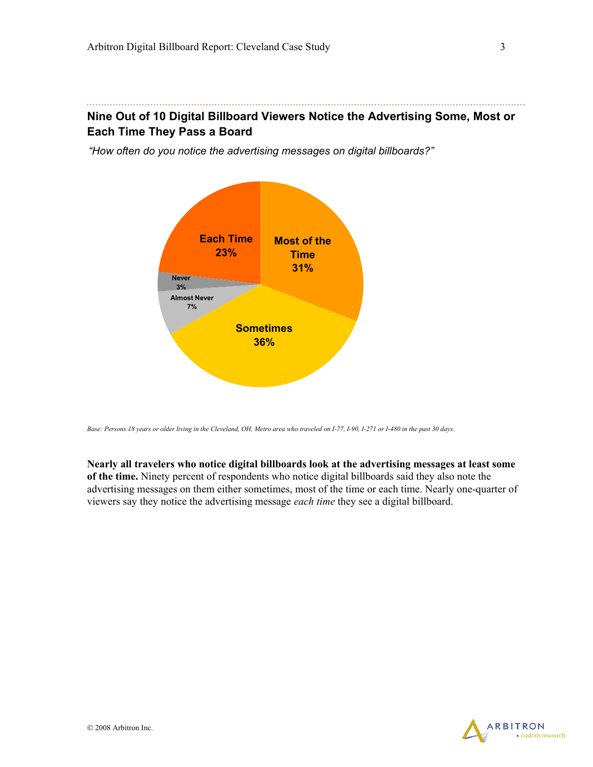## Nine Out of 10 Digital Billboard Viewers Notice the Advertising Some, Most or Each Time They Pass a Board

*"How often do you notice the advertising messages on digital billboards?"*

| Response | Percent |
|---|---|
| Each Time | 23% |
| Most of the Time | 31% |
| Sometimes | 36% |
| Almost Never | 7% |
| Never | 3% |

*Base: Persons 18 years or older living in the Cleveland, OH, Metro area who traveled on I-77, I-90, I-271 or I-480 in the past 30 days.*

**Nearly all travelers who notice digital billboards look at the advertising messages at least some of the time.** Ninety percent of respondents who notice digital billboards said they also note the advertising messages on them either sometimes, most of the time or each time. Nearly one-quarter of viewers say they notice the advertising message *each time* they see a digital billboard.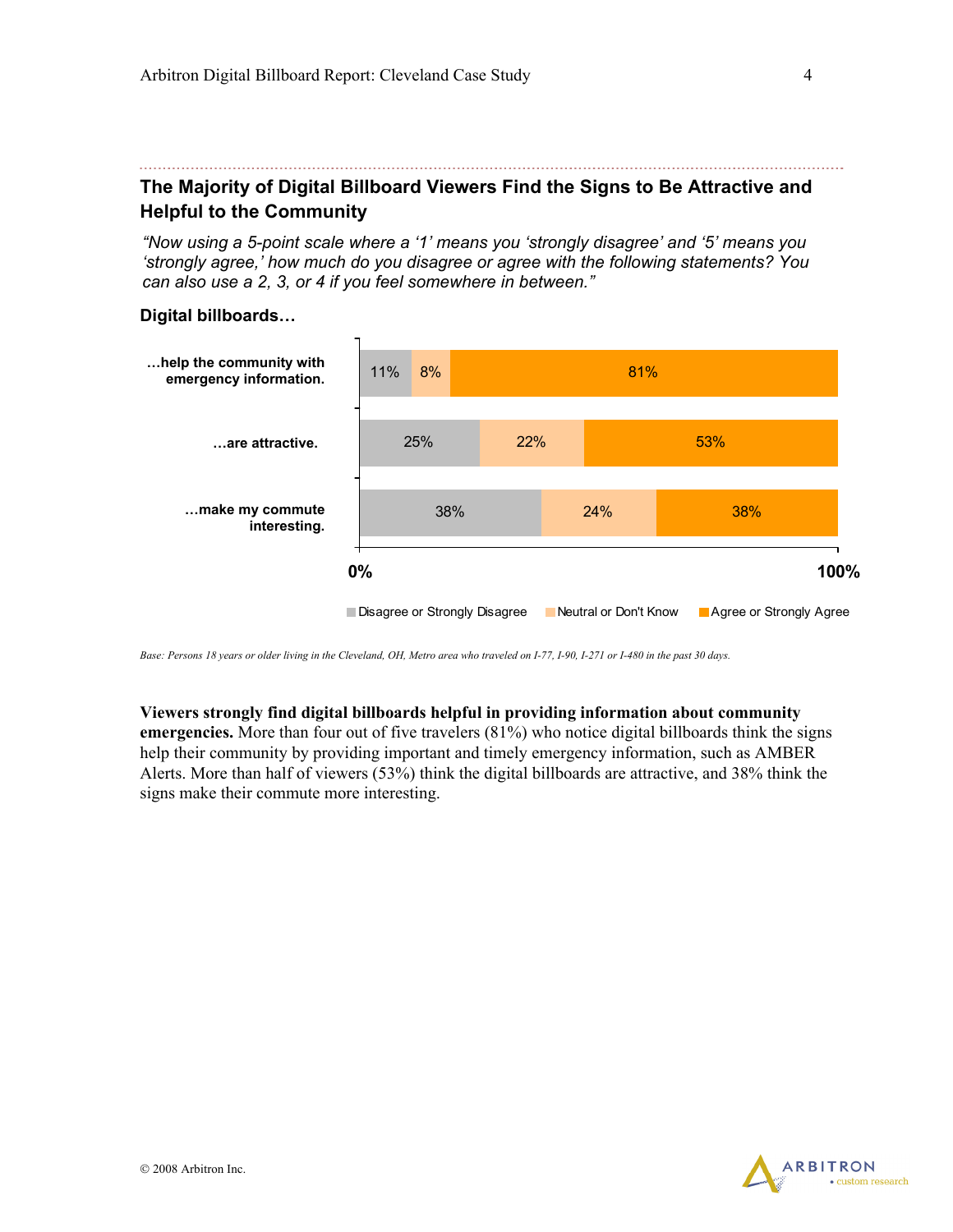## The Majority of Digital Billboard Viewers Find the Signs to Be Attractive and Helpful to the Community

*"Now using a 5-point scale where a '1' means you 'strongly disagree' and '5' means you 'strongly agree,' how much do you disagree or agree with the following statements? You can also use a 2, 3, or 4 if you feel somewhere in between."*

**Digital billboards…**

| Digital billboards… | Disagree or Strongly Disagree | Neutral or Don't Know | Agree or Strongly Agree |
|---|---|---|---|
| …help the community with emergency information. | 11% | 8% | 81% |
| …are attractive. | 25% | 22% | 53% |
| …make my commute interesting. | 38% | 24% | 38% |

*Base: Persons 18 years or older living in the Cleveland, OH, Metro area who traveled on I-77, I-90, I-271 or I-480 in the past 30 days.*

**Viewers strongly find digital billboards helpful in providing information about community emergencies.** More than four out of five travelers (81%) who notice digital billboards think the signs help their community by providing important and timely emergency information, such as AMBER Alerts. More than half of viewers (53%) think the digital billboards are attractive, and 38% think the signs make their commute more interesting.

© 2008 Arbitron Inc.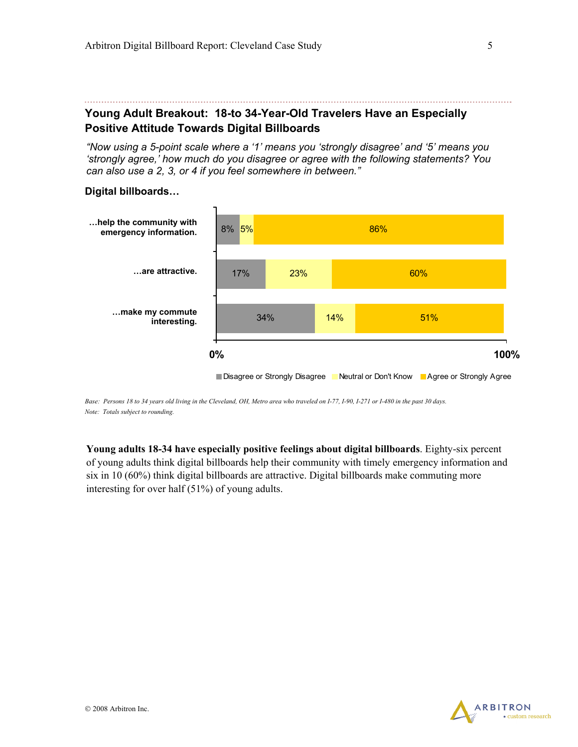## Young Adult Breakout: 18-to 34-Year-Old Travelers Have an Especially Positive Attitude Towards Digital Billboards

*"Now using a 5-point scale where a '1' means you 'strongly disagree' and '5' means you 'strongly agree,' how much do you disagree or agree with the following statements? You can also use a 2, 3, or 4 if you feel somewhere in between."*

**Digital billboards…**

| | Disagree or Strongly Disagree | Neutral or Don't Know | Agree or Strongly Agree |
|---|---|---|---|
| …help the community with emergency information. | 8% | 5% | 86% |
| …are attractive. | 17% | 23% | 60% |
| …make my commute interesting. | 34% | 14% | 51% |

*Base: Persons 18 to 34 years old living in the Cleveland, OH, Metro area who traveled on I-77, I-90, I-271 or I-480 in the past 30 days.*

*Note: Totals subject to rounding.*

**Young adults 18-34 have especially positive feelings about digital billboards**. Eighty-six percent of young adults think digital billboards help their community with timely emergency information and six in 10 (60%) think digital billboards are attractive. Digital billboards make commuting more interesting for over half (51%) of young adults.

© 2008 Arbitron Inc.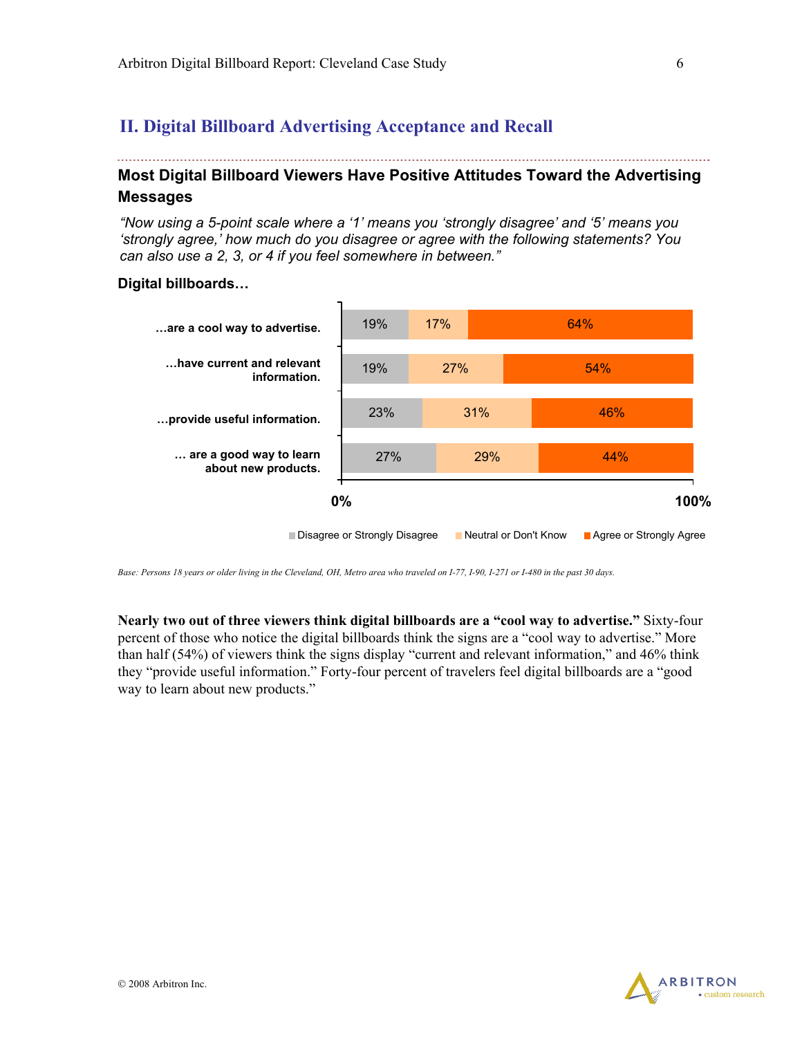## II. Digital Billboard Advertising Acceptance and Recall

### Most Digital Billboard Viewers Have Positive Attitudes Toward the Advertising Messages

*"Now using a 5-point scale where a '1' means you 'strongly disagree' and '5' means you 'strongly agree,' how much do you disagree or agree with the following statements? You can also use a 2, 3, or 4 if you feel somewhere in between."*

**Digital billboards…**

| | Disagree or Strongly Disagree | Neutral or Don't Know | Agree or Strongly Agree |
|---|---|---|---|
| …are a cool way to advertise. | 19% | 17% | 64% |
| …have current and relevant information. | 19% | 27% | 54% |
| …provide useful information. | 23% | 31% | 46% |
| … are a good way to learn about new products. | 27% | 29% | 44% |

*Base: Persons 18 years or older living in the Cleveland, OH, Metro area who traveled on I-77, I-90, I-271 or I-480 in the past 30 days.*

**Nearly two out of three viewers think digital billboards are a "cool way to advertise."** Sixty-four percent of those who notice the digital billboards think the signs are a "cool way to advertise." More than half (54%) of viewers think the signs display "current and relevant information," and 46% think they "provide useful information." Forty-four percent of travelers feel digital billboards are a "good way to learn about new products."

© 2008 Arbitron Inc.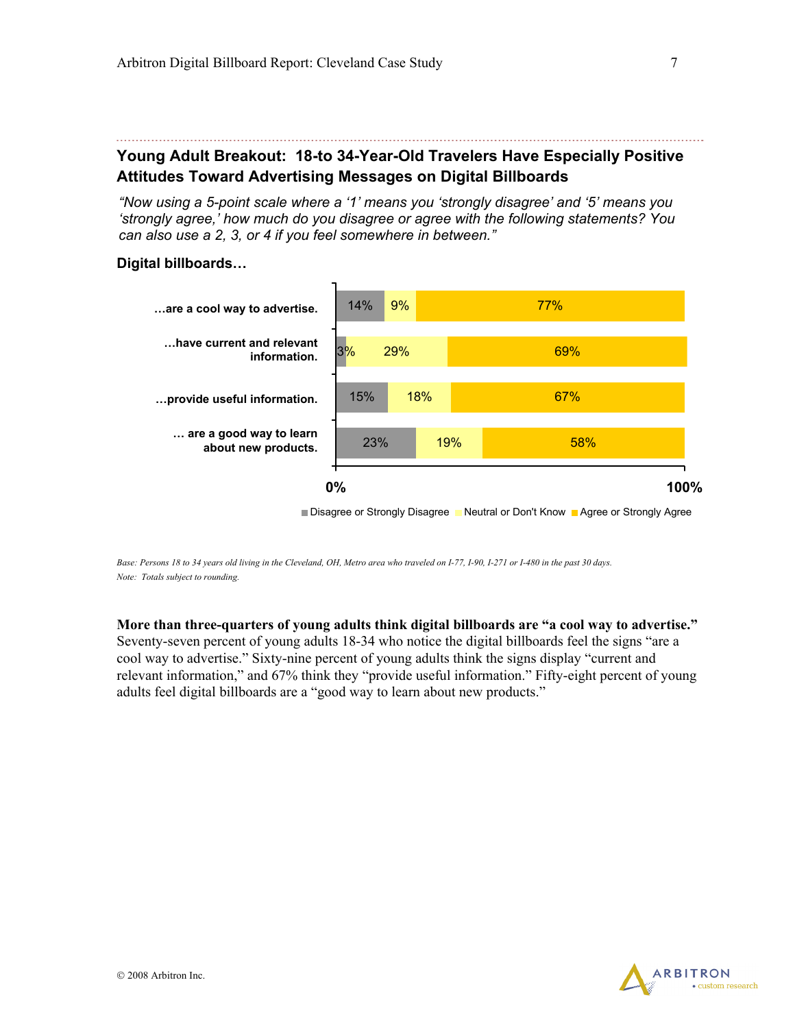## Young Adult Breakout: 18-to 34-Year-Old Travelers Have Especially Positive Attitudes Toward Advertising Messages on Digital Billboards

*"Now using a 5-point scale where a '1' means you 'strongly disagree' and '5' means you 'strongly agree,' how much do you disagree or agree with the following statements? You can also use a 2, 3, or 4 if you feel somewhere in between."*

**Digital billboards…**

| Digital billboards… | Disagree or Strongly Disagree | Neutral or Don't Know | Agree or Strongly Agree |
|---|---|---|---|
| …are a cool way to advertise. | 14% | 9% | 77% |
| …have current and relevant information. | 3% | 29% | 69% |
| …provide useful information. | 15% | 18% | 67% |
| … are a good way to learn about new products. | 23% | 19% | 58% |

*Base: Persons 18 to 34 years old living in the Cleveland, OH, Metro area who traveled on I-77, I-90, I-271 or I-480 in the past 30 days.*
*Note: Totals subject to rounding.*

**More than three-quarters of young adults think digital billboards are "a cool way to advertise."** Seventy-seven percent of young adults 18-34 who notice the digital billboards feel the signs "are a cool way to advertise." Sixty-nine percent of young adults think the signs display "current and relevant information," and 67% think they "provide useful information." Fifty-eight percent of young adults feel digital billboards are a "good way to learn about new products."

© 2008 Arbitron Inc.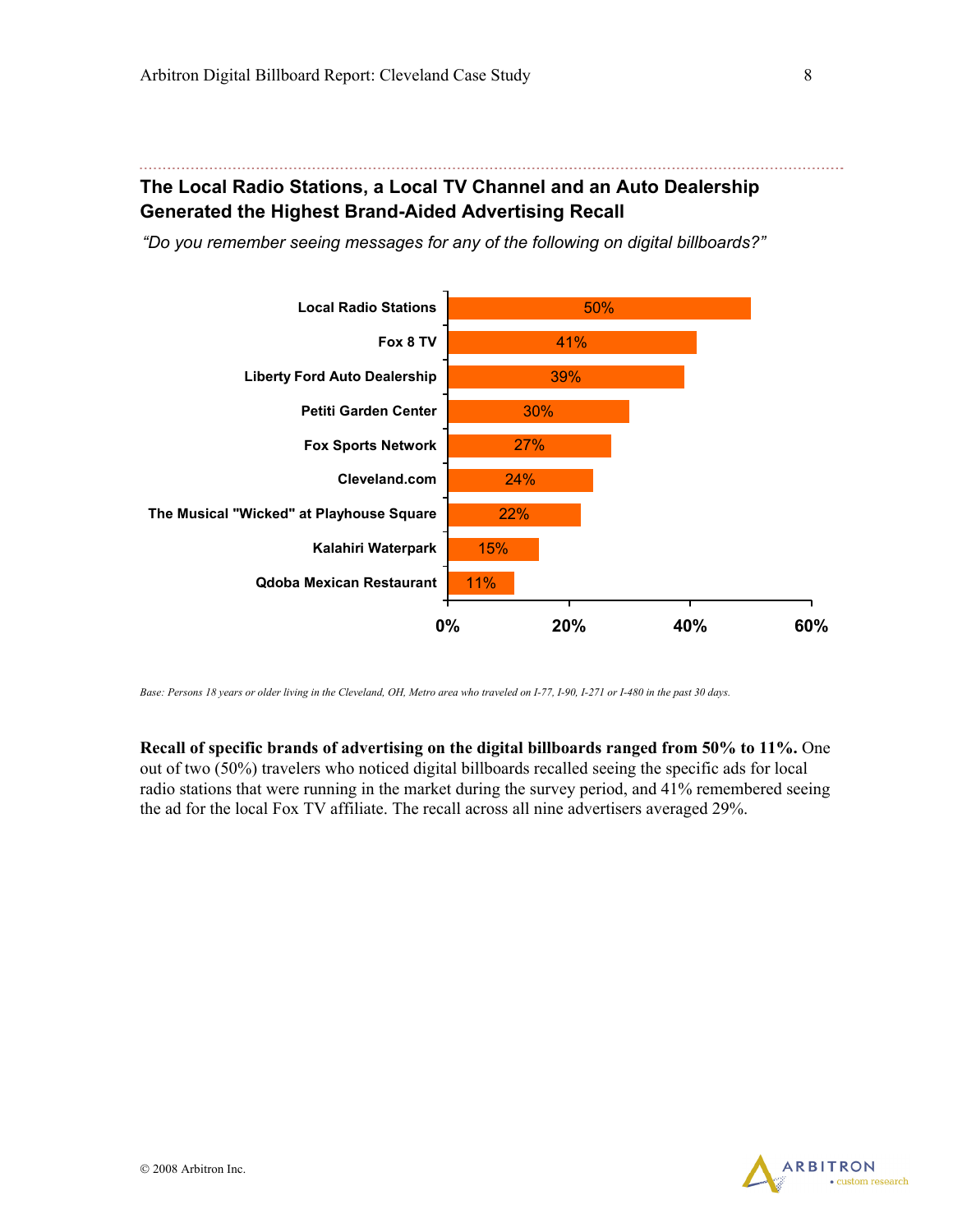## The Local Radio Stations, a Local TV Channel and an Auto Dealership Generated the Highest Brand-Aided Advertising Recall

*"Do you remember seeing messages for any of the following on digital billboards?"*

| Advertiser | Recall |
|---|---|
| Local Radio Stations | 50% |
| Fox 8 TV | 41% |
| Liberty Ford Auto Dealership | 39% |
| Petiti Garden Center | 30% |
| Fox Sports Network | 27% |
| Cleveland.com | 24% |
| The Musical "Wicked" at Playhouse Square | 22% |
| Kalahiri Waterpark | 15% |
| Qdoba Mexican Restaurant | 11% |

*Base: Persons 18 years or older living in the Cleveland, OH, Metro area who traveled on I-77, I-90, I-271 or I-480 in the past 30 days.*

**Recall of specific brands of advertising on the digital billboards ranged from 50% to 11%.** One out of two (50%) travelers who noticed digital billboards recalled seeing the specific ads for local radio stations that were running in the market during the survey period, and 41% remembered seeing the ad for the local Fox TV affiliate. The recall across all nine advertisers averaged 29%.

© 2008 Arbitron Inc.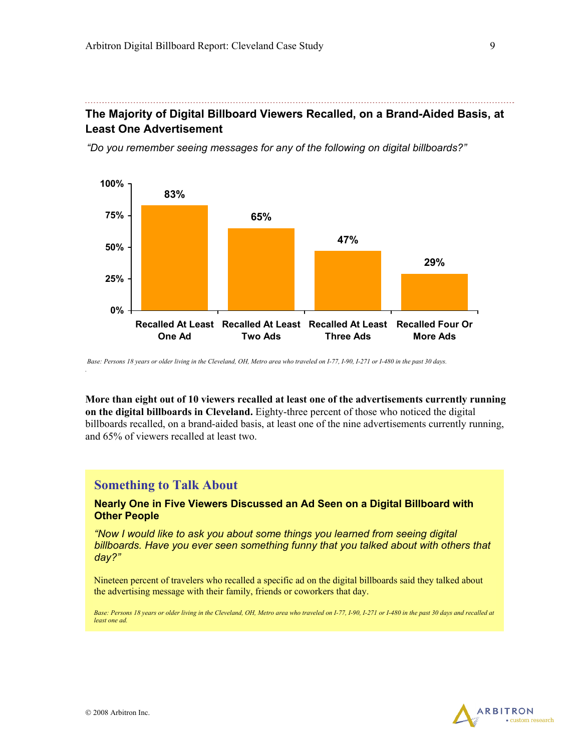## The Majority of Digital Billboard Viewers Recalled, on a Brand-Aided Basis, at Least One Advertisement

*"Do you remember seeing messages for any of the following on digital billboards?"*

| Recalled At Least One Ad | Recalled At Least Two Ads | Recalled At Least Three Ads | Recalled Four Or More Ads |
|---|---|---|---|
| 83% | 65% | 47% | 29% |

*Base: Persons 18 years or older living in the Cleveland, OH, Metro area who traveled on I-77, I-90, I-271 or I-480 in the past 30 days.*

**More than eight out of 10 viewers recalled at least one of the advertisements currently running on the digital billboards in Cleveland.** Eighty-three percent of those who noticed the digital billboards recalled, on a brand-aided basis, at least one of the nine advertisements currently running, and 65% of viewers recalled at least two.

### Something to Talk About

**Nearly One in Five Viewers Discussed an Ad Seen on a Digital Billboard with Other People**

*"Now I would like to ask you about some things you learned from seeing digital billboards. Have you ever seen something funny that you talked about with others that day?"*

Nineteen percent of travelers who recalled a specific ad on the digital billboards said they talked about the advertising message with their family, friends or coworkers that day.

*Base: Persons 18 years or older living in the Cleveland, OH, Metro area who traveled on I-77, I-90, I-271 or I-480 in the past 30 days and recalled at least one ad.*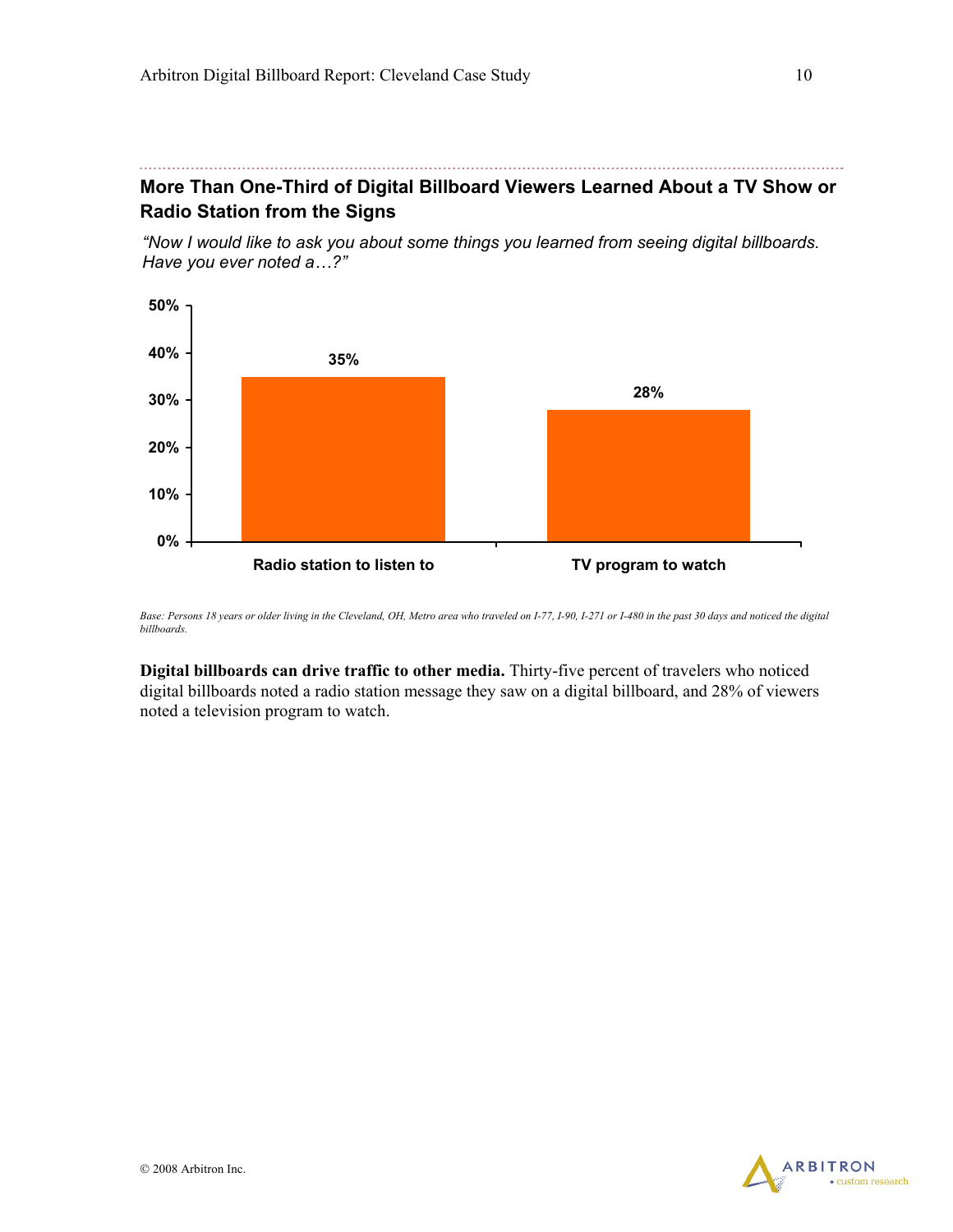## More Than One-Third of Digital Billboard Viewers Learned About a TV Show or Radio Station from the Signs

*"Now I would like to ask you about some things you learned from seeing digital billboards. Have you ever noted a…?"*

| | Percent |
|---|---|
| Radio station to listen to | 35% |
| TV program to watch | 28% |

*Base: Persons 18 years or older living in the Cleveland, OH, Metro area who traveled on I-77, I-90, I-271 or I-480 in the past 30 days and noticed the digital billboards.*

**Digital billboards can drive traffic to other media.** Thirty-five percent of travelers who noticed digital billboards noted a radio station message they saw on a digital billboard, and 28% of viewers noted a television program to watch.

© 2008 Arbitron Inc.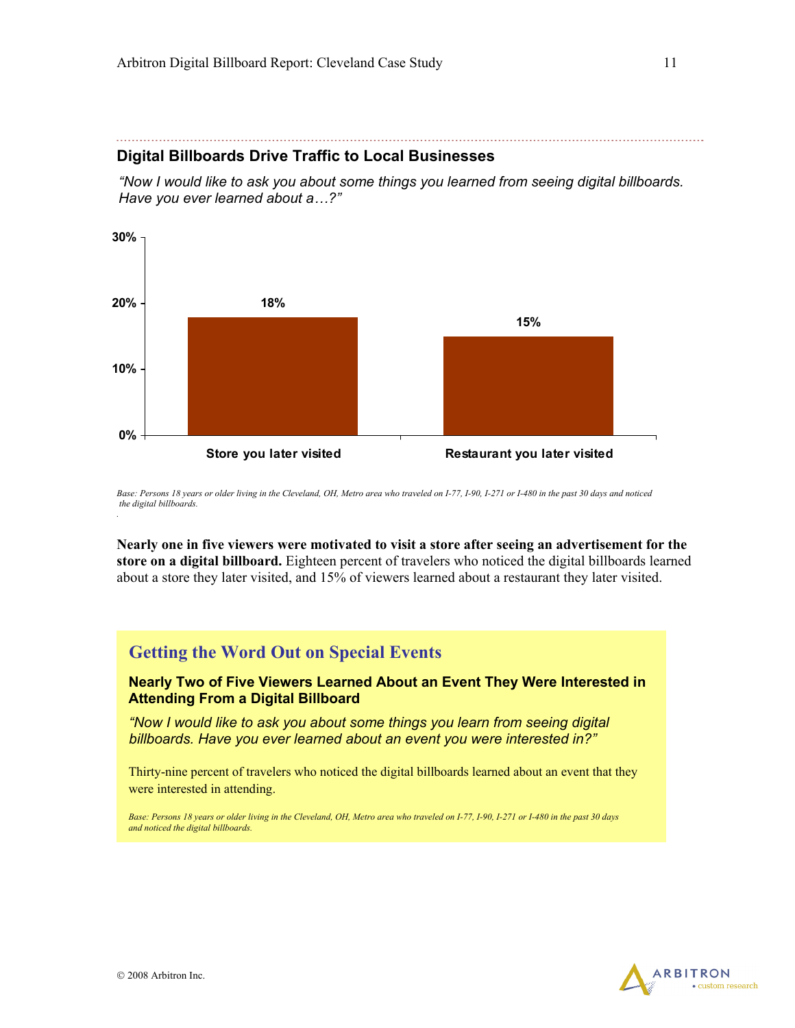## Digital Billboards Drive Traffic to Local Businesses

*"Now I would like to ask you about some things you learned from seeing digital billboards. Have you ever learned about a…?"*

| | Percent |
|---|---|
| Store you later visited | 18% |
| Restaurant you later visited | 15% |

*Base: Persons 18 years or older living in the Cleveland, OH, Metro area who traveled on I-77, I-90, I-271 or I-480 in the past 30 days and noticed the digital billboards.*

**Nearly one in five viewers were motivated to visit a store after seeing an advertisement for the store on a digital billboard.** Eighteen percent of travelers who noticed the digital billboards learned about a store they later visited, and 15% of viewers learned about a restaurant they later visited.

### Getting the Word Out on Special Events

**Nearly Two of Five Viewers Learned About an Event They Were Interested in Attending From a Digital Billboard**

*"Now I would like to ask you about some things you learn from seeing digital billboards. Have you ever learned about an event you were interested in?"*

Thirty-nine percent of travelers who noticed the digital billboards learned about an event that they were interested in attending.

*Base: Persons 18 years or older living in the Cleveland, OH, Metro area who traveled on I-77, I-90, I-271 or I-480 in the past 30 days and noticed the digital billboards.*

© 2008 Arbitron Inc.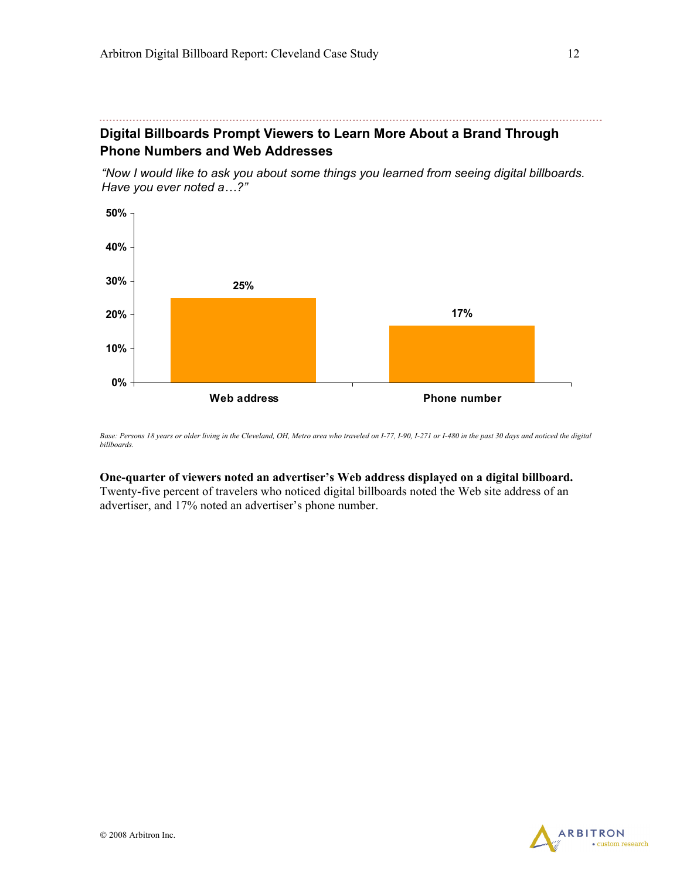## Digital Billboards Prompt Viewers to Learn More About a Brand Through Phone Numbers and Web Addresses

*"Now I would like to ask you about some things you learned from seeing digital billboards. Have you ever noted a…?"*

| | Web address | Phone number |
|---|---|---|
| % noted | 25% | 17% |

*Base: Persons 18 years or older living in the Cleveland, OH, Metro area who traveled on I-77, I-90, I-271 or I-480 in the past 30 days and noticed the digital billboards.*

**One-quarter of viewers noted an advertiser's Web address displayed on a digital billboard.** Twenty-five percent of travelers who noticed digital billboards noted the Web site address of an advertiser, and 17% noted an advertiser's phone number.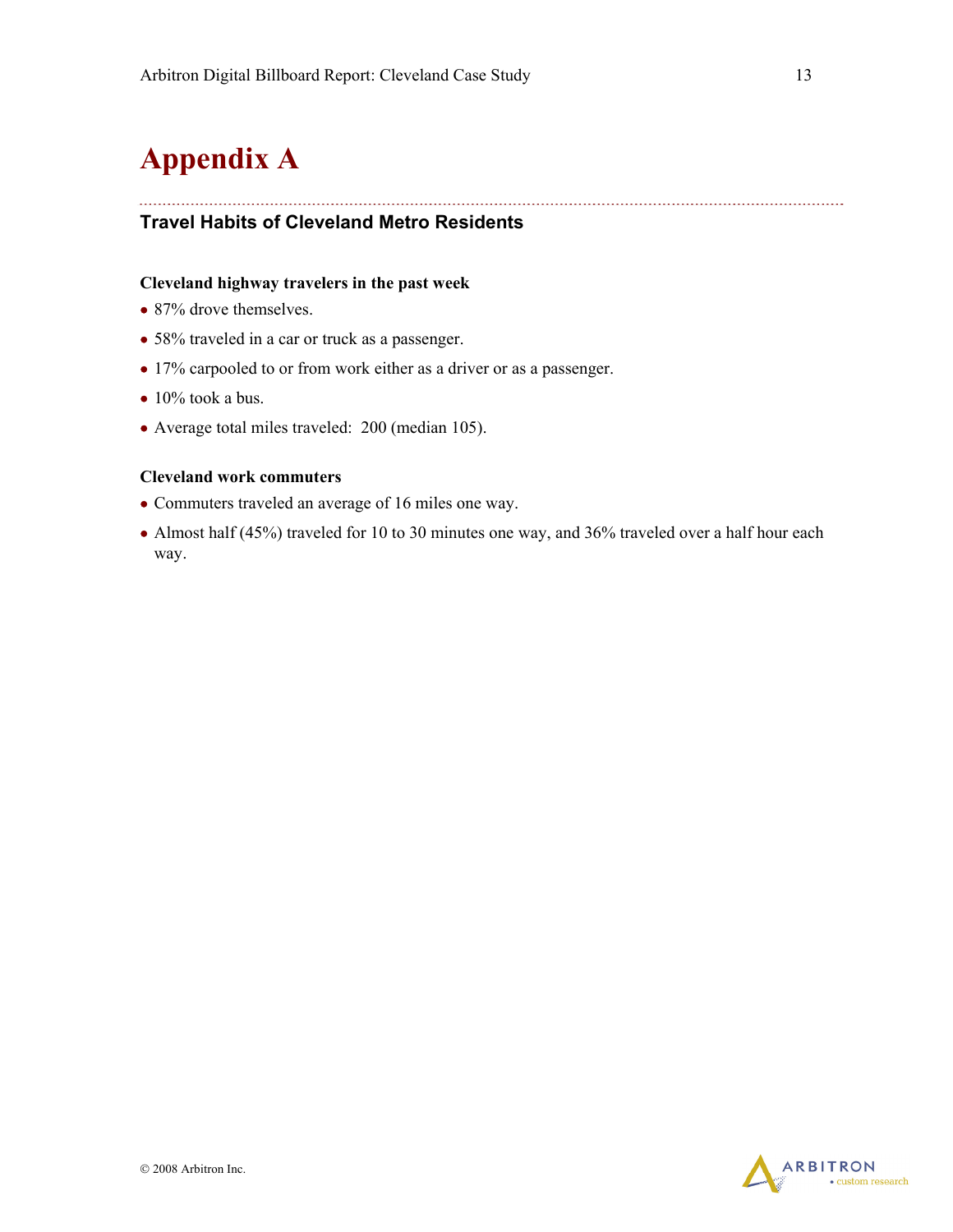# Appendix A

## Travel Habits of Cleveland Metro Residents

**Cleveland highway travelers in the past week**

- 87% drove themselves.
- 58% traveled in a car or truck as a passenger.
- 17% carpooled to or from work either as a driver or as a passenger.
- 10% took a bus.
- Average total miles traveled: 200 (median 105).

**Cleveland work commuters**

- Commuters traveled an average of 16 miles one way.
- Almost half (45%) traveled for 10 to 30 minutes one way, and 36% traveled over a half hour each way.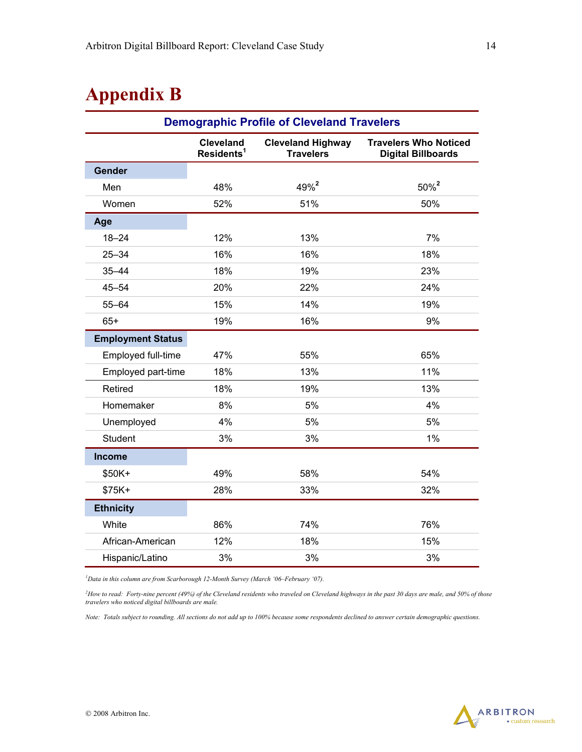# Appendix B

**Demographic Profile of Cleveland Travelers**

| | Cleveland Residents[1] | Cleveland Highway Travelers | Travelers Who Noticed Digital Billboards |
|---|---|---|---|
| **Gender** | | | |
| Men | 48% | 49%[2] | 50%[2] |
| Women | 52% | 51% | 50% |
| **Age** | | | |
| 18–24 | 12% | 13% | 7% |
| 25–34 | 16% | 16% | 18% |
| 35–44 | 18% | 19% | 23% |
| 45–54 | 20% | 22% | 24% |
| 55–64 | 15% | 14% | 19% |
| 65+ | 19% | 16% | 9% |
| **Employment Status** | | | |
| Employed full-time | 47% | 55% | 65% |
| Employed part-time | 18% | 13% | 11% |
| Retired | 18% | 19% | 13% |
| Homemaker | 8% | 5% | 4% |
| Unemployed | 4% | 5% | 5% |
| Student | 3% | 3% | 1% |
| **Income** | | | |
| $50K+ | 49% | 58% | 54% |
| $75K+ | 28% | 33% | 32% |
| **Ethnicity** | | | |
| White | 86% | 74% | 76% |
| African-American | 12% | 18% | 15% |
| Hispanic/Latino | 3% | 3% | 3% |

*[1]Data in this column are from Scarborough 12-Month Survey (March '06–February '07).*

*[2]How to read: Forty-nine percent (49%) of the Cleveland residents who traveled on Cleveland highways in the past 30 days are male, and 50% of those travelers who noticed digital billboards are male.*

*Note: Totals subject to rounding. All sections do not add up to 100% because some respondents declined to answer certain demographic questions.*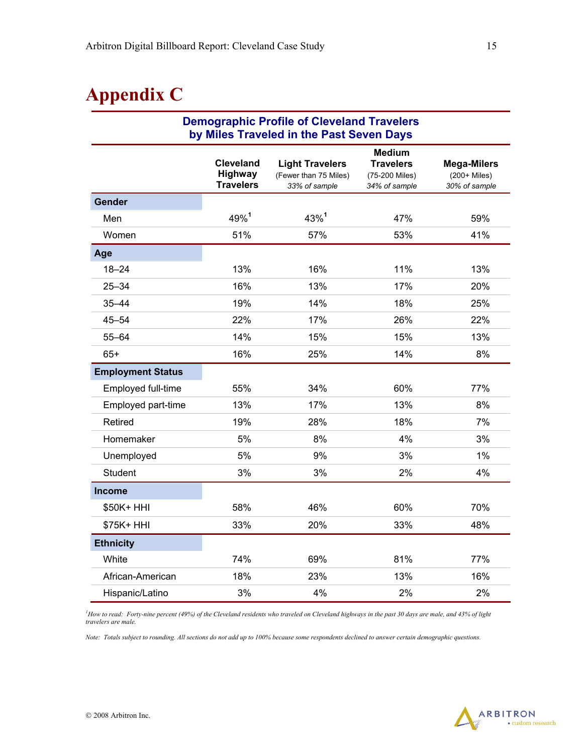# Appendix C

## Demographic Profile of Cleveland Travelers by Miles Traveled in the Past Seven Days

| | Cleveland Highway Travelers | Light Travelers (Fewer than 75 Miles) *33% of sample* | Medium Travelers (75-200 Miles) *34% of sample* | Mega-Milers (200+ Miles) *30% of sample* |
|---|---|---|---|---|
| **Gender** | | | | |
| Men | 49%[1] | 43%[1] | 47% | 59% |
| Women | 51% | 57% | 53% | 41% |
| **Age** | | | | |
| 18–24 | 13% | 16% | 11% | 13% |
| 25–34 | 16% | 13% | 17% | 20% |
| 35–44 | 19% | 14% | 18% | 25% |
| 45–54 | 22% | 17% | 26% | 22% |
| 55–64 | 14% | 15% | 15% | 13% |
| 65+ | 16% | 25% | 14% | 8% |
| **Employment Status** | | | | |
| Employed full-time | 55% | 34% | 60% | 77% |
| Employed part-time | 13% | 17% | 13% | 8% |
| Retired | 19% | 28% | 18% | 7% |
| Homemaker | 5% | 8% | 4% | 3% |
| Unemployed | 5% | 9% | 3% | 1% |
| Student | 3% | 3% | 2% | 4% |
| **Income** | | | | |
| $50K+ HHI | 58% | 46% | 60% | 70% |
| $75K+ HHI | 33% | 20% | 33% | 48% |
| **Ethnicity** | | | | |
| White | 74% | 69% | 81% | 77% |
| African-American | 18% | 23% | 13% | 16% |
| Hispanic/Latino | 3% | 4% | 2% | 2% |

*[1]How to read: Forty-nine percent (49%) of the Cleveland residents who traveled on Cleveland highways in the past 30 days are male, and 43% of light travelers are male.*

*Note: Totals subject to rounding. All sections do not add up to 100% because some respondents declined to answer certain demographic questions.*

© 2008 Arbitron Inc.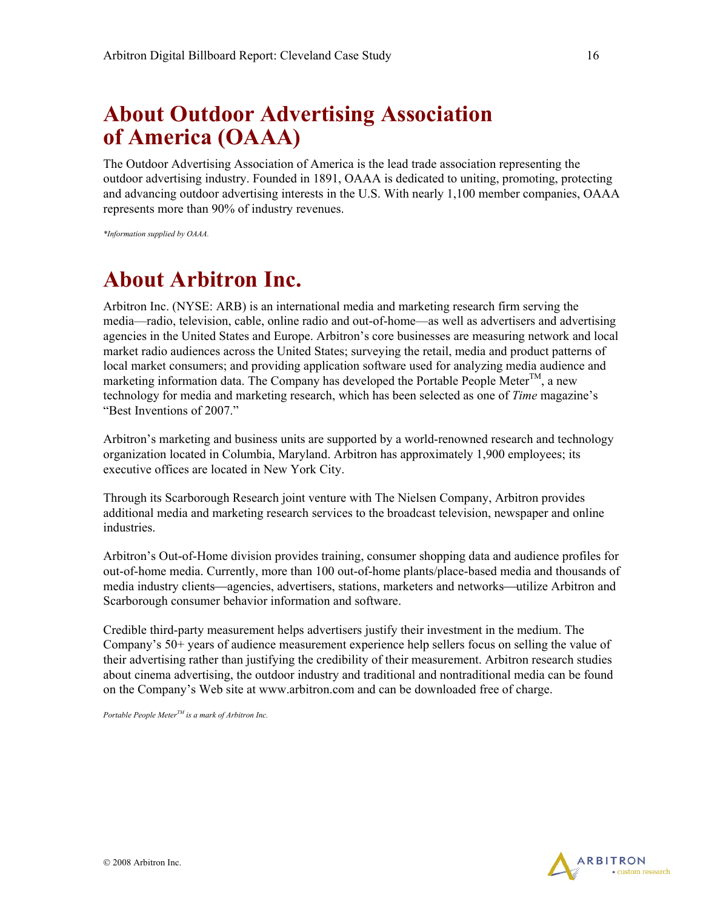# About Outdoor Advertising Association of America (OAAA)

The Outdoor Advertising Association of America is the lead trade association representing the outdoor advertising industry. Founded in 1891, OAAA is dedicated to uniting, promoting, protecting and advancing outdoor advertising interests in the U.S. With nearly 1,100 member companies, OAAA represents more than 90% of industry revenues.

*\*Information supplied by OAAA.*

# About Arbitron Inc.

Arbitron Inc. (NYSE: ARB) is an international media and marketing research firm serving the media—radio, television, cable, online radio and out-of-home—as well as advertisers and advertising agencies in the United States and Europe. Arbitron's core businesses are measuring network and local market radio audiences across the United States; surveying the retail, media and product patterns of local market consumers; and providing application software used for analyzing media audience and marketing information data. The Company has developed the Portable People Meter™, a new technology for media and marketing research, which has been selected as one of *Time* magazine's "Best Inventions of 2007."

Arbitron's marketing and business units are supported by a world-renowned research and technology organization located in Columbia, Maryland. Arbitron has approximately 1,900 employees; its executive offices are located in New York City.

Through its Scarborough Research joint venture with The Nielsen Company, Arbitron provides additional media and marketing research services to the broadcast television, newspaper and online industries.

Arbitron's Out-of-Home division provides training, consumer shopping data and audience profiles for out-of-home media. Currently, more than 100 out-of-home plants/place-based media and thousands of media industry clients—agencies, advertisers, stations, marketers and networks—utilize Arbitron and Scarborough consumer behavior information and software.

Credible third-party measurement helps advertisers justify their investment in the medium. The Company's 50+ years of audience measurement experience help sellers focus on selling the value of their advertising rather than justifying the credibility of their measurement. Arbitron research studies about cinema advertising, the outdoor industry and traditional and nontraditional media can be found on the Company's Web site at www.arbitron.com and can be downloaded free of charge.

*Portable People Meter™ is a mark of Arbitron Inc.*

© 2008 Arbitron Inc.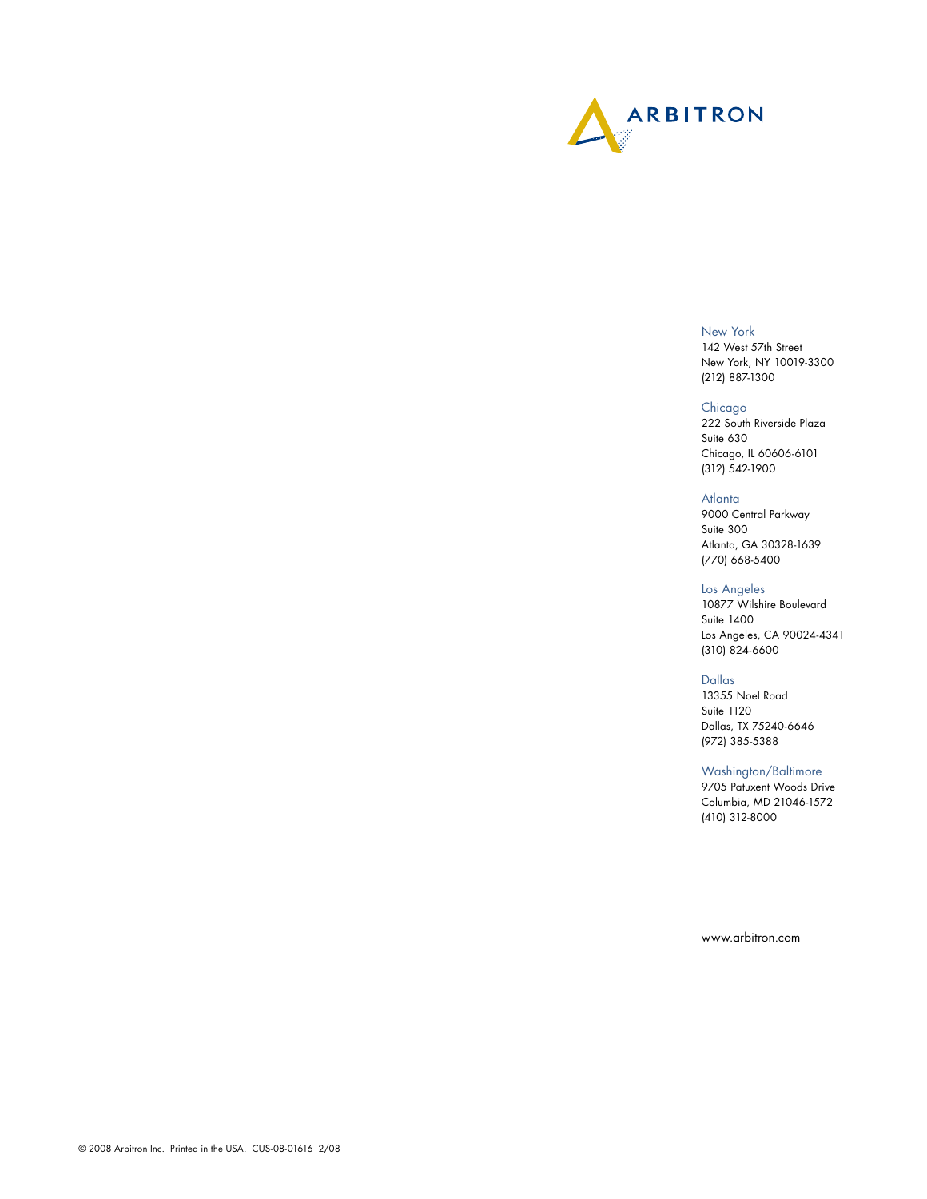ARBITRON

New York
142 West 57th Street
New York, NY 10019-3300
(212) 887-1300

Chicago
222 South Riverside Plaza
Suite 630
Chicago, IL 60606-6101
(312) 542-1900

Atlanta
9000 Central Parkway
Suite 300
Atlanta, GA 30328-1639
(770) 668-5400

Los Angeles
10877 Wilshire Boulevard
Suite 1400
Los Angeles, CA 90024-4341
(310) 824-6600

Dallas
13355 Noel Road
Suite 1120
Dallas, TX 75240-6646
(972) 385-5388

Washington/Baltimore
9705 Patuxent Woods Drive
Columbia, MD 21046-1572
(410) 312-8000

www.arbitron.com

© 2008 Arbitron Inc. Printed in the USA. CUS-08-01616 2/08